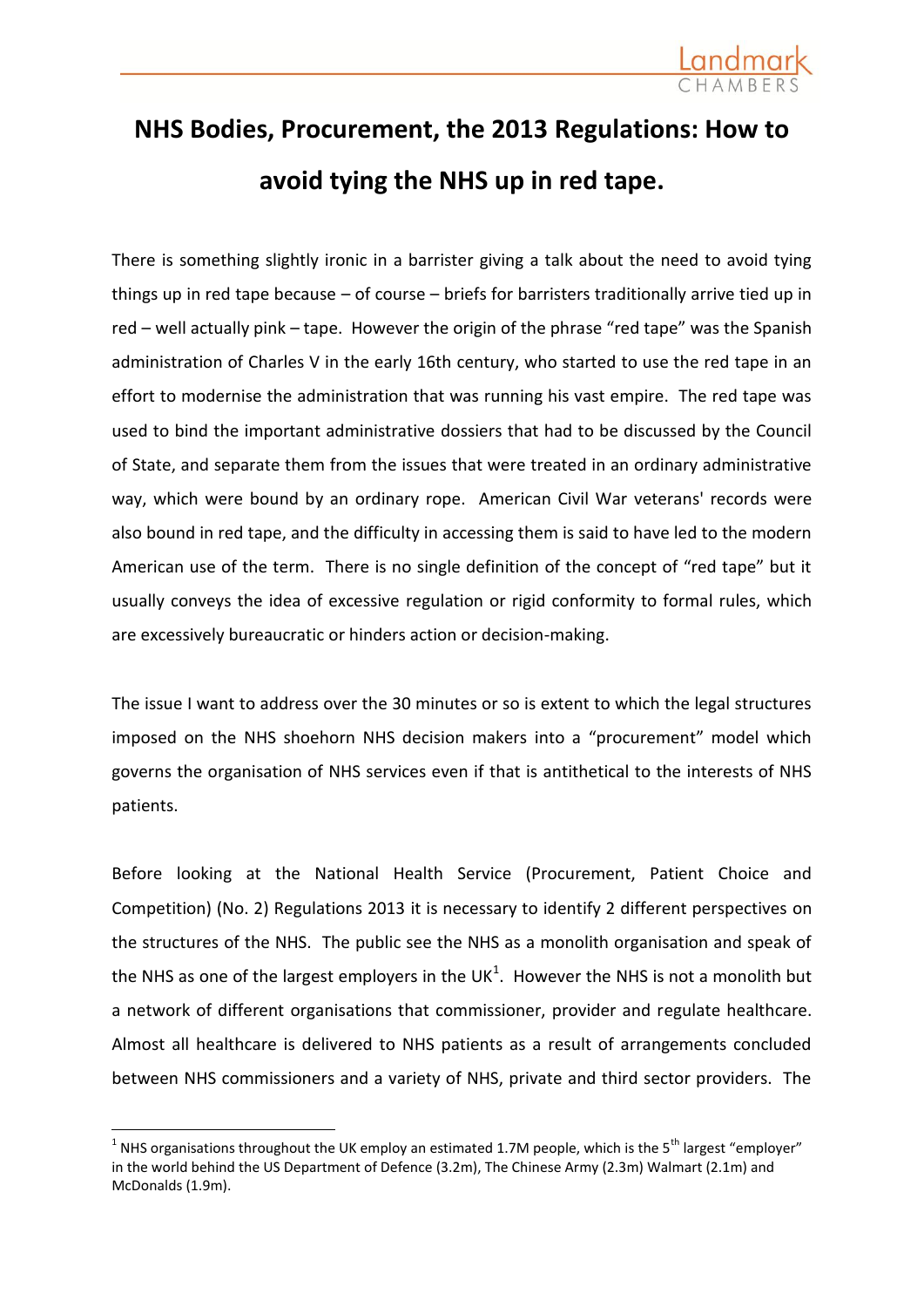# NHS Bodies, Procurement, the 2013 Regulations: How to avoid tying the NHS up in red tape.

There is something slightly ironic in a barrister giving a talk about the need to avoid tying things up in red tape because – of course – briefs for barristers traditionally arrive tied up in red – well actually pink – tape. However the origin of the phrase "red tape" was the Spanish administration of Charles V in the early 16th century, who started to use the red tape in an effort to modernise the administration that was running his vast empire. The red tape was used to bind the important administrative dossiers that had to be discussed by the Council of State, and separate them from the issues that were treated in an ordinary administrative way, which were bound by an ordinary rope. American Civil War veterans' records were also bound in red tape, and the difficulty in accessing them is said to have led to the modern American use of the term. There is no single definition of the concept of "red tape" but it usually conveys the idea of excessive regulation or rigid conformity to formal rules, which are excessively bureaucratic or hinders action or decision-making.

The issue I want to address over the 30 minutes or so is extent to which the legal structures imposed on the NHS shoehorn NHS decision makers into a "procurement" model which governs the organisation of NHS services even if that is antithetical to the interests of NHS patients.

Before looking at the National Health Service (Procurement, Patient Choice and Competition) (No. 2) Regulations 2013 it is necessary to identify 2 different perspectives on the structures of the NHS. The public see the NHS as a monolith organisation and speak of the NHS as one of the largest employers in the UK[1]. However the NHS is not a monolith but a network of different organisations that commissioner, provider and regulate healthcare. Almost all healthcare is delivered to NHS patients as a result of arrangements concluded between NHS commissioners and a variety of NHS, private and third sector providers. The

---

[1] NHS organisations throughout the UK employ an estimated 1.7M people, which is the 5th largest "employer" in the world behind the US Department of Defence (3.2m), The Chinese Army (2.3m) Walmart (2.1m) and McDonalds (1.9m).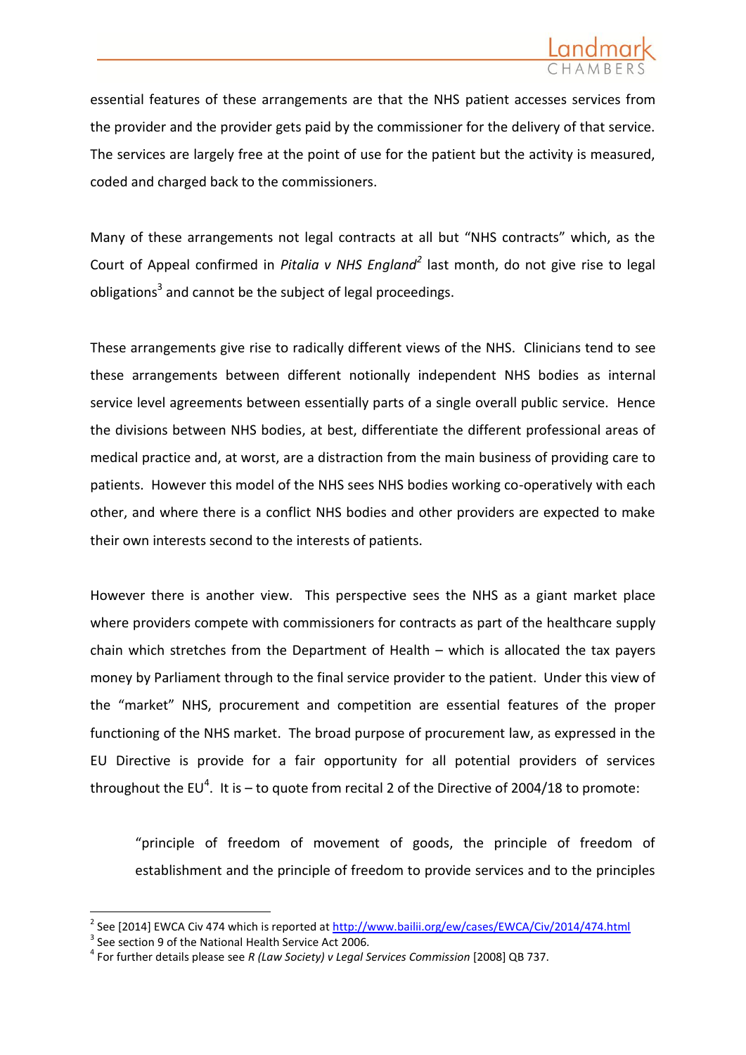essential features of these arrangements are that the NHS patient accesses services from the provider and the provider gets paid by the commissioner for the delivery of that service. The services are largely free at the point of use for the patient but the activity is measured, coded and charged back to the commissioners.

Many of these arrangements not legal contracts at all but "NHS contracts" which, as the Court of Appeal confirmed in *Pitalia v NHS England*[2] last month, do not give rise to legal obligations[3] and cannot be the subject of legal proceedings.

These arrangements give rise to radically different views of the NHS. Clinicians tend to see these arrangements between different notionally independent NHS bodies as internal service level agreements between essentially parts of a single overall public service. Hence the divisions between NHS bodies, at best, differentiate the different professional areas of medical practice and, at worst, are a distraction from the main business of providing care to patients. However this model of the NHS sees NHS bodies working co-operatively with each other, and where there is a conflict NHS bodies and other providers are expected to make their own interests second to the interests of patients.

However there is another view. This perspective sees the NHS as a giant market place where providers compete with commissioners for contracts as part of the healthcare supply chain which stretches from the Department of Health – which is allocated the tax payers money by Parliament through to the final service provider to the patient. Under this view of the "market" NHS, procurement and competition are essential features of the proper functioning of the NHS market. The broad purpose of procurement law, as expressed in the EU Directive is provide for a fair opportunity for all potential providers of services throughout the EU[4]. It is – to quote from recital 2 of the Directive of 2004/18 to promote:

> "principle of freedom of movement of goods, the principle of freedom of establishment and the principle of freedom to provide services and to the principles

---

[2] See [2014] EWCA Civ 474 which is reported at http://www.bailii.org/ew/cases/EWCA/Civ/2014/474.html

[3] See section 9 of the National Health Service Act 2006.

[4] For further details please see *R (Law Society) v Legal Services Commission* [2008] QB 737.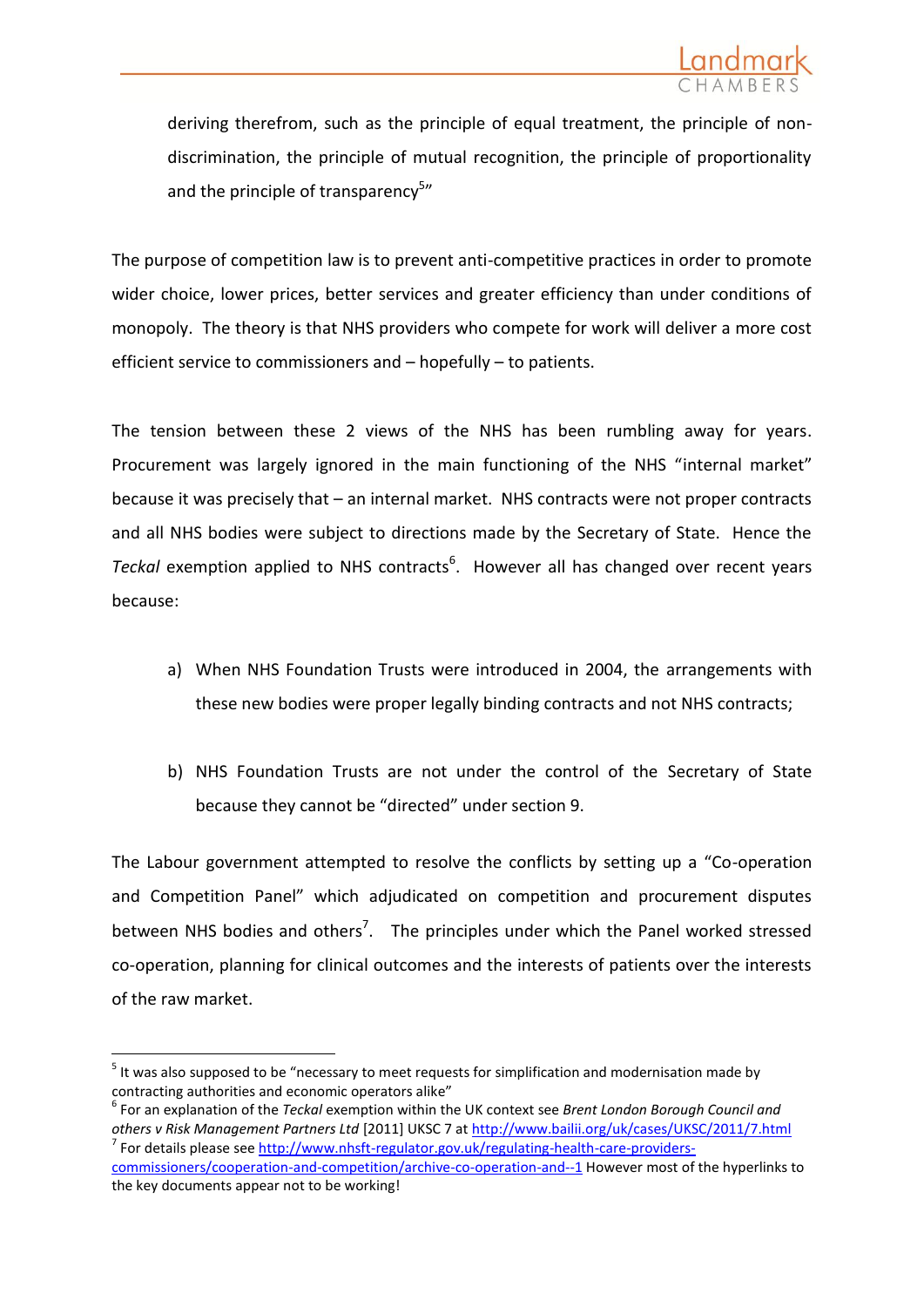deriving therefrom, such as the principle of equal treatment, the principle of non-discrimination, the principle of mutual recognition, the principle of proportionality and the principle of transparency[5]"

The purpose of competition law is to prevent anti-competitive practices in order to promote wider choice, lower prices, better services and greater efficiency than under conditions of monopoly. The theory is that NHS providers who compete for work will deliver a more cost efficient service to commissioners and – hopefully – to patients.

The tension between these 2 views of the NHS has been rumbling away for years. Procurement was largely ignored in the main functioning of the NHS "internal market" because it was precisely that – an internal market. NHS contracts were not proper contracts and all NHS bodies were subject to directions made by the Secretary of State. Hence the *Teckal* exemption applied to NHS contracts[6]. However all has changed over recent years because:

a) When NHS Foundation Trusts were introduced in 2004, the arrangements with these new bodies were proper legally binding contracts and not NHS contracts;

b) NHS Foundation Trusts are not under the control of the Secretary of State because they cannot be "directed" under section 9.

The Labour government attempted to resolve the conflicts by setting up a "Co-operation and Competition Panel" which adjudicated on competition and procurement disputes between NHS bodies and others[7]. The principles under which the Panel worked stressed co-operation, planning for clinical outcomes and the interests of patients over the interests of the raw market.

---

[5] It was also supposed to be "necessary to meet requests for simplification and modernisation made by contracting authorities and economic operators alike"

[6] For an explanation of the *Teckal* exemption within the UK context see *Brent London Borough Council and others v Risk Management Partners Ltd* [2011] UKSC 7 at http://www.bailii.org/uk/cases/UKSC/2011/7.html

[7] For details please see http://www.nhsft-regulator.gov.uk/regulating-health-care-providers-commissioners/cooperation-and-competition/archive-co-operation-and--1 However most of the hyperlinks to the key documents appear not to be working!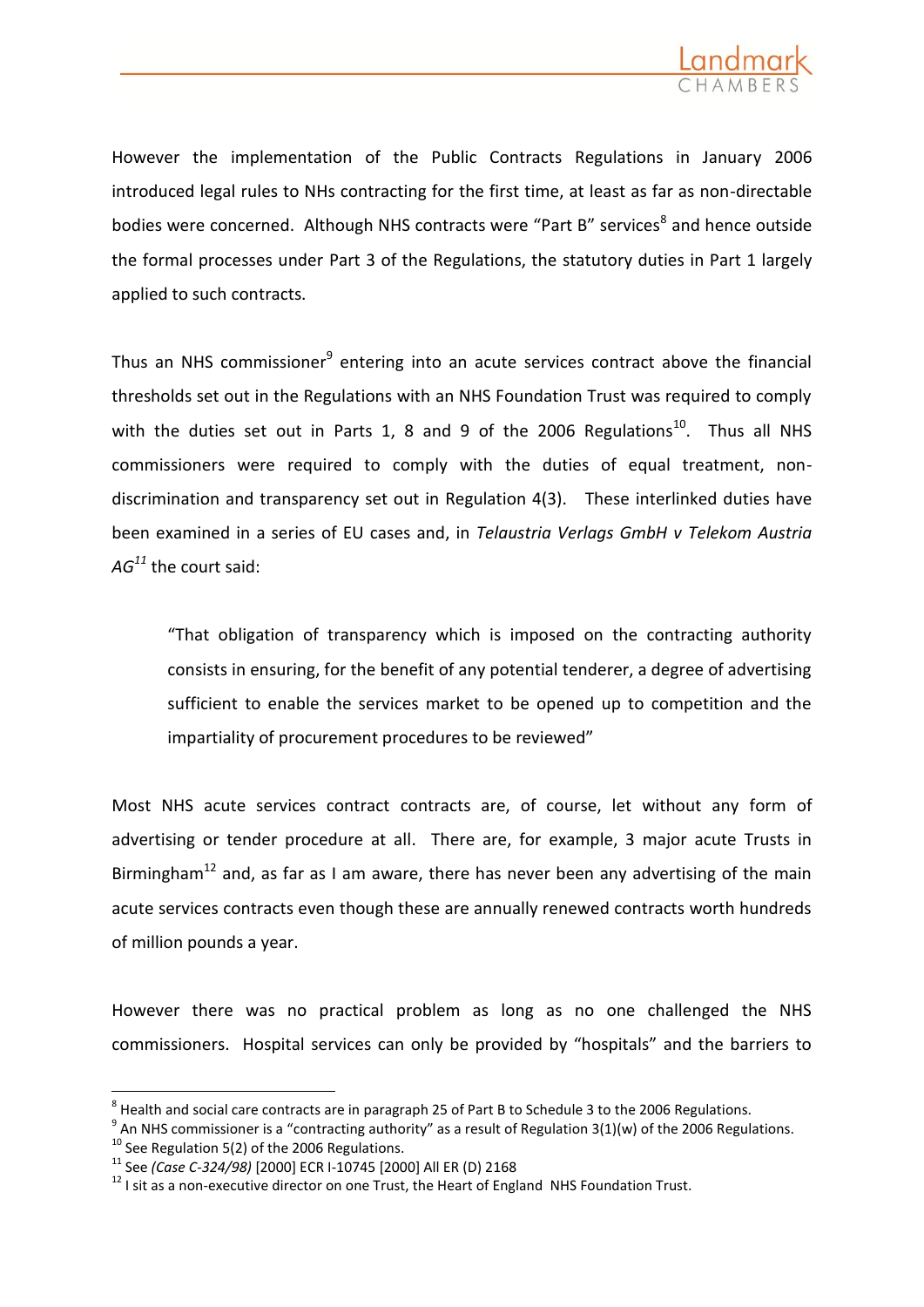However the implementation of the Public Contracts Regulations in January 2006 introduced legal rules to NHs contracting for the first time, at least as far as non-directable bodies were concerned. Although NHS contracts were "Part B" services[8] and hence outside the formal processes under Part 3 of the Regulations, the statutory duties in Part 1 largely applied to such contracts.

Thus an NHS commissioner[9] entering into an acute services contract above the financial thresholds set out in the Regulations with an NHS Foundation Trust was required to comply with the duties set out in Parts 1, 8 and 9 of the 2006 Regulations[10]. Thus all NHS commissioners were required to comply with the duties of equal treatment, non-discrimination and transparency set out in Regulation 4(3). These interlinked duties have been examined in a series of EU cases and, in *Telaustria Verlags GmbH v Telekom Austria AG*[11] the court said:

> "That obligation of transparency which is imposed on the contracting authority consists in ensuring, for the benefit of any potential tenderer, a degree of advertising sufficient to enable the services market to be opened up to competition and the impartiality of procurement procedures to be reviewed"

Most NHS acute services contract contracts are, of course, let without any form of advertising or tender procedure at all. There are, for example, 3 major acute Trusts in Birmingham[12] and, as far as I am aware, there has never been any advertising of the main acute services contracts even though these are annually renewed contracts worth hundreds of million pounds a year.

However there was no practical problem as long as no one challenged the NHS commissioners. Hospital services can only be provided by "hospitals" and the barriers to

---

[8] Health and social care contracts are in paragraph 25 of Part B to Schedule 3 to the 2006 Regulations.

[9] An NHS commissioner is a "contracting authority" as a result of Regulation 3(1)(w) of the 2006 Regulations.

[10] See Regulation 5(2) of the 2006 Regulations.

[11] See *(Case C-324/98)* [2000] ECR I-10745 [2000] All ER (D) 2168

[12] I sit as a non-executive director on one Trust, the Heart of England NHS Foundation Trust.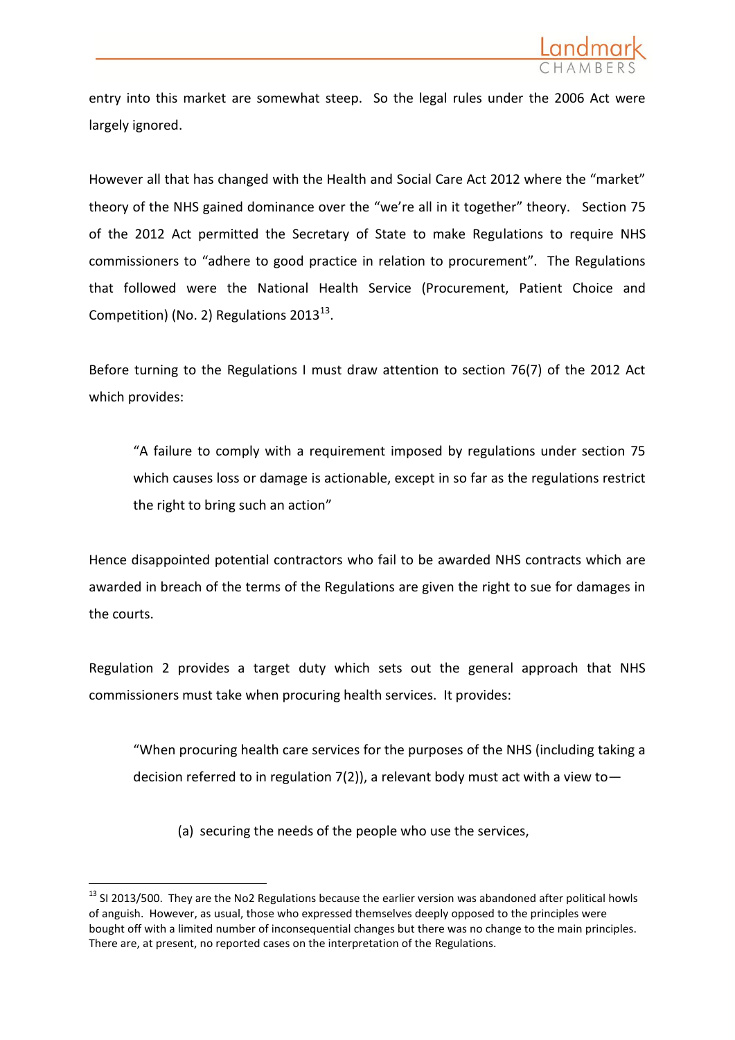entry into this market are somewhat steep. So the legal rules under the 2006 Act were largely ignored.

However all that has changed with the Health and Social Care Act 2012 where the "market" theory of the NHS gained dominance over the "we're all in it together" theory. Section 75 of the 2012 Act permitted the Secretary of State to make Regulations to require NHS commissioners to "adhere to good practice in relation to procurement". The Regulations that followed were the National Health Service (Procurement, Patient Choice and Competition) (No. 2) Regulations 2013[13].

Before turning to the Regulations I must draw attention to section 76(7) of the 2012 Act which provides:

> "A failure to comply with a requirement imposed by regulations under section 75 which causes loss or damage is actionable, except in so far as the regulations restrict the right to bring such an action"

Hence disappointed potential contractors who fail to be awarded NHS contracts which are awarded in breach of the terms of the Regulations are given the right to sue for damages in the courts.

Regulation 2 provides a target duty which sets out the general approach that NHS commissioners must take when procuring health services. It provides:

> "When procuring health care services for the purposes of the NHS (including taking a decision referred to in regulation 7(2)), a relevant body must act with a view to—
>
> (a) securing the needs of the people who use the services,

---

[13] SI 2013/500. They are the No2 Regulations because the earlier version was abandoned after political howls of anguish. However, as usual, those who expressed themselves deeply opposed to the principles were bought off with a limited number of inconsequential changes but there was no change to the main principles. There are, at present, no reported cases on the interpretation of the Regulations.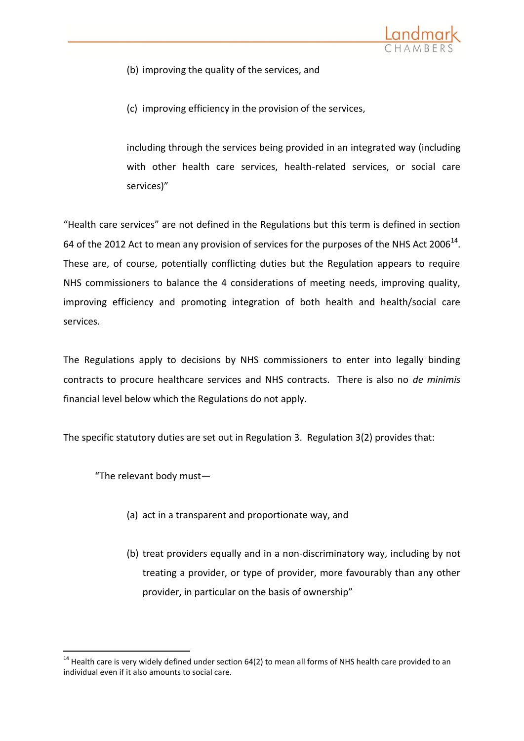(b) improving the quality of the services, and

(c) improving efficiency in the provision of the services,

including through the services being provided in an integrated way (including with other health care services, health-related services, or social care services)"

"Health care services" are not defined in the Regulations but this term is defined in section 64 of the 2012 Act to mean any provision of services for the purposes of the NHS Act 2006[14]. These are, of course, potentially conflicting duties but the Regulation appears to require NHS commissioners to balance the 4 considerations of meeting needs, improving quality, improving efficiency and promoting integration of both health and health/social care services.

The Regulations apply to decisions by NHS commissioners to enter into legally binding contracts to procure healthcare services and NHS contracts. There is also no *de minimis* financial level below which the Regulations do not apply.

The specific statutory duties are set out in Regulation 3. Regulation 3(2) provides that:

"The relevant body must—

(a) act in a transparent and proportionate way, and

(b) treat providers equally and in a non-discriminatory way, including by not treating a provider, or type of provider, more favourably than any other provider, in particular on the basis of ownership"

---

[14] Health care is very widely defined under section 64(2) to mean all forms of NHS health care provided to an individual even if it also amounts to social care.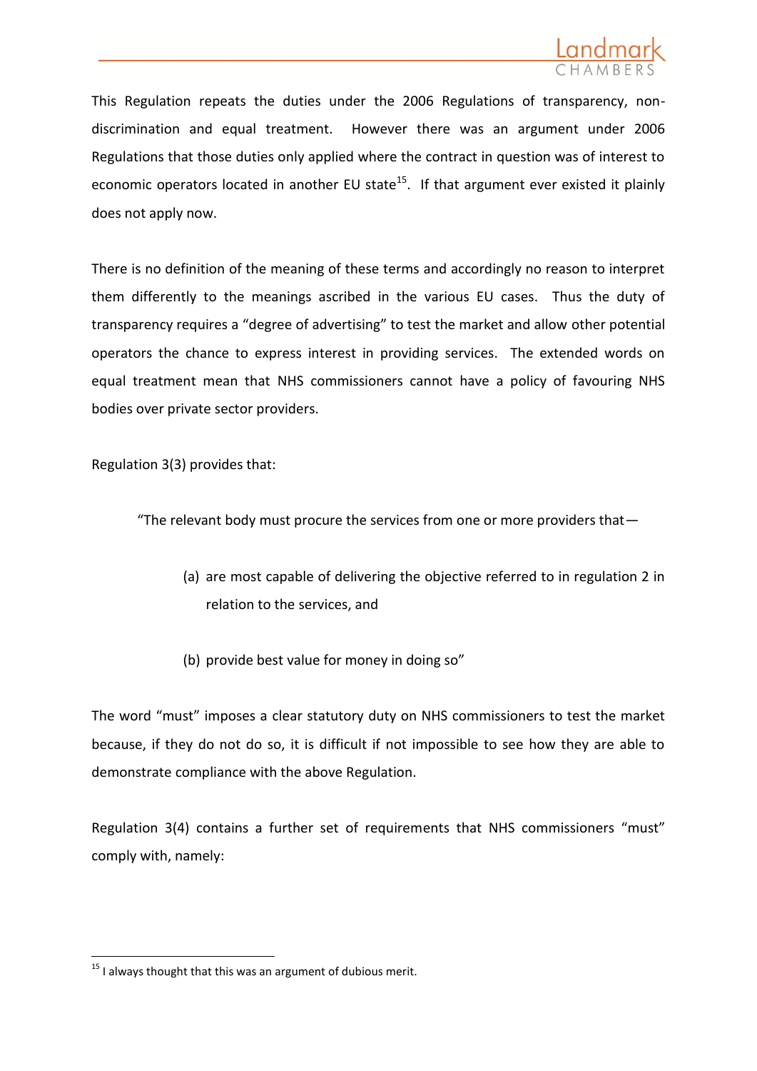This Regulation repeats the duties under the 2006 Regulations of transparency, non-discrimination and equal treatment. However there was an argument under 2006 Regulations that those duties only applied where the contract in question was of interest to economic operators located in another EU state[15]. If that argument ever existed it plainly does not apply now.

There is no definition of the meaning of these terms and accordingly no reason to interpret them differently to the meanings ascribed in the various EU cases. Thus the duty of transparency requires a "degree of advertising" to test the market and allow other potential operators the chance to express interest in providing services. The extended words on equal treatment mean that NHS commissioners cannot have a policy of favouring NHS bodies over private sector providers.

Regulation 3(3) provides that:

> "The relevant body must procure the services from one or more providers that—
>
> (a) are most capable of delivering the objective referred to in regulation 2 in relation to the services, and
>
> (b) provide best value for money in doing so"

The word "must" imposes a clear statutory duty on NHS commissioners to test the market because, if they do not do so, it is difficult if not impossible to see how they are able to demonstrate compliance with the above Regulation.

Regulation 3(4) contains a further set of requirements that NHS commissioners "must" comply with, namely:

---

[15] I always thought that this was an argument of dubious merit.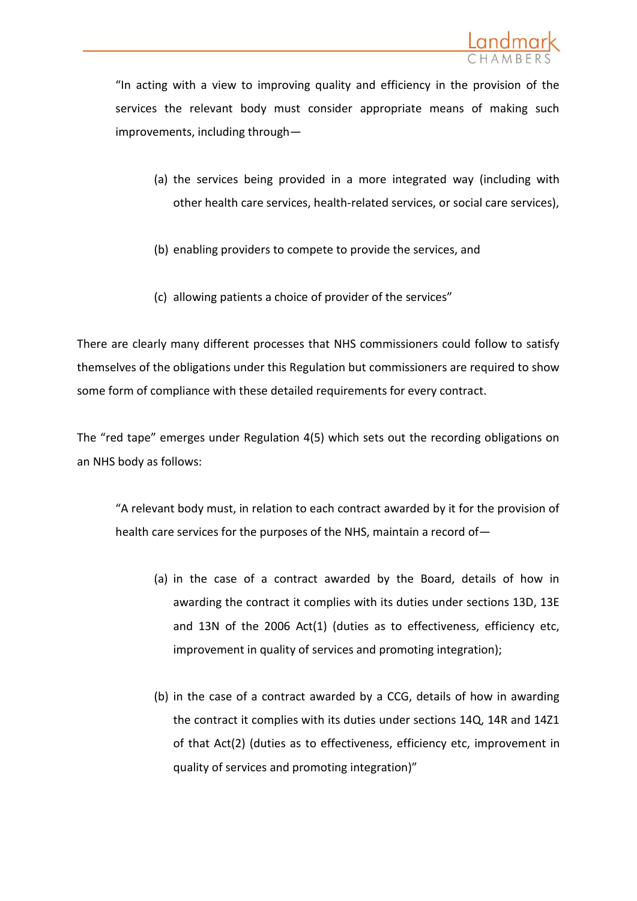> "In acting with a view to improving quality and efficiency in the provision of the services the relevant body must consider appropriate means of making such improvements, including through—
>
> (a) the services being provided in a more integrated way (including with other health care services, health-related services, or social care services),
>
> (b) enabling providers to compete to provide the services, and
>
> (c) allowing patients a choice of provider of the services"

There are clearly many different processes that NHS commissioners could follow to satisfy themselves of the obligations under this Regulation but commissioners are required to show some form of compliance with these detailed requirements for every contract.

The "red tape" emerges under Regulation 4(5) which sets out the recording obligations on an NHS body as follows:

> "A relevant body must, in relation to each contract awarded by it for the provision of health care services for the purposes of the NHS, maintain a record of—
>
> (a) in the case of a contract awarded by the Board, details of how in awarding the contract it complies with its duties under sections 13D, 13E and 13N of the 2006 Act(1) (duties as to effectiveness, efficiency etc, improvement in quality of services and promoting integration);
>
> (b) in the case of a contract awarded by a CCG, details of how in awarding the contract it complies with its duties under sections 14Q, 14R and 14Z1 of that Act(2) (duties as to effectiveness, efficiency etc, improvement in quality of services and promoting integration)"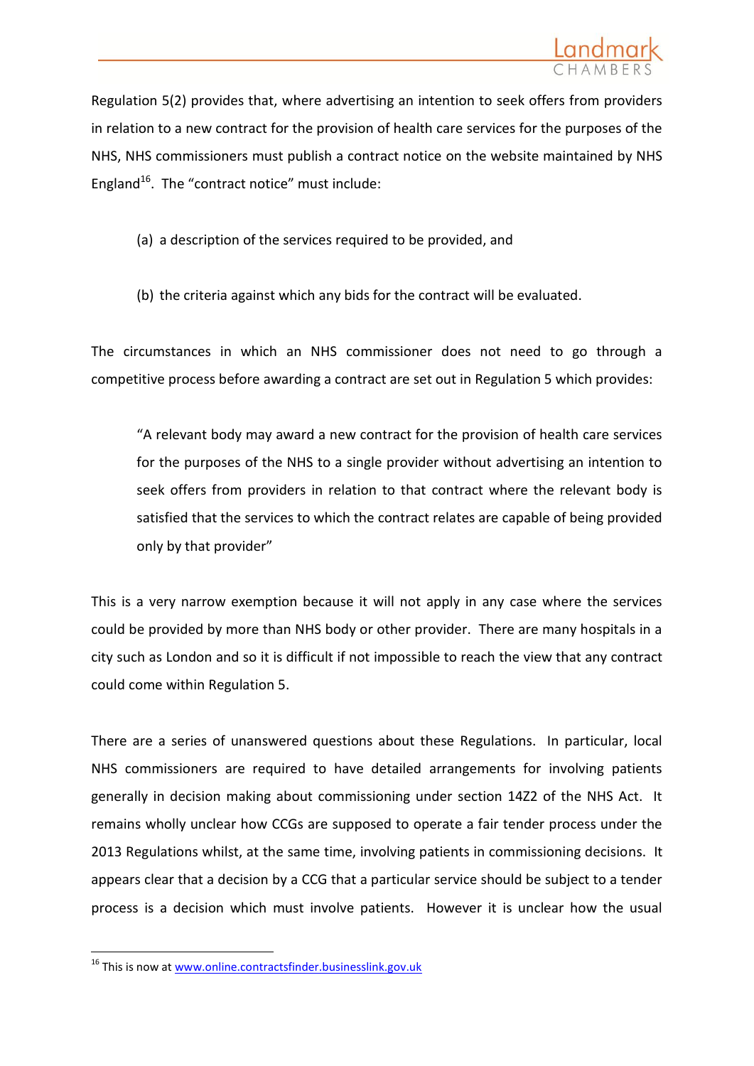Regulation 5(2) provides that, where advertising an intention to seek offers from providers in relation to a new contract for the provision of health care services for the purposes of the NHS, NHS commissioners must publish a contract notice on the website maintained by NHS England[16]. The "contract notice" must include:

(a) a description of the services required to be provided, and

(b) the criteria against which any bids for the contract will be evaluated.

The circumstances in which an NHS commissioner does not need to go through a competitive process before awarding a contract are set out in Regulation 5 which provides:

> "A relevant body may award a new contract for the provision of health care services for the purposes of the NHS to a single provider without advertising an intention to seek offers from providers in relation to that contract where the relevant body is satisfied that the services to which the contract relates are capable of being provided only by that provider"

This is a very narrow exemption because it will not apply in any case where the services could be provided by more than NHS body or other provider. There are many hospitals in a city such as London and so it is difficult if not impossible to reach the view that any contract could come within Regulation 5.

There are a series of unanswered questions about these Regulations. In particular, local NHS commissioners are required to have detailed arrangements for involving patients generally in decision making about commissioning under section 14Z2 of the NHS Act. It remains wholly unclear how CCGs are supposed to operate a fair tender process under the 2013 Regulations whilst, at the same time, involving patients in commissioning decisions. It appears clear that a decision by a CCG that a particular service should be subject to a tender process is a decision which must involve patients. However it is unclear how the usual

[16] This is now at www.online.contractsfinder.businesslink.gov.uk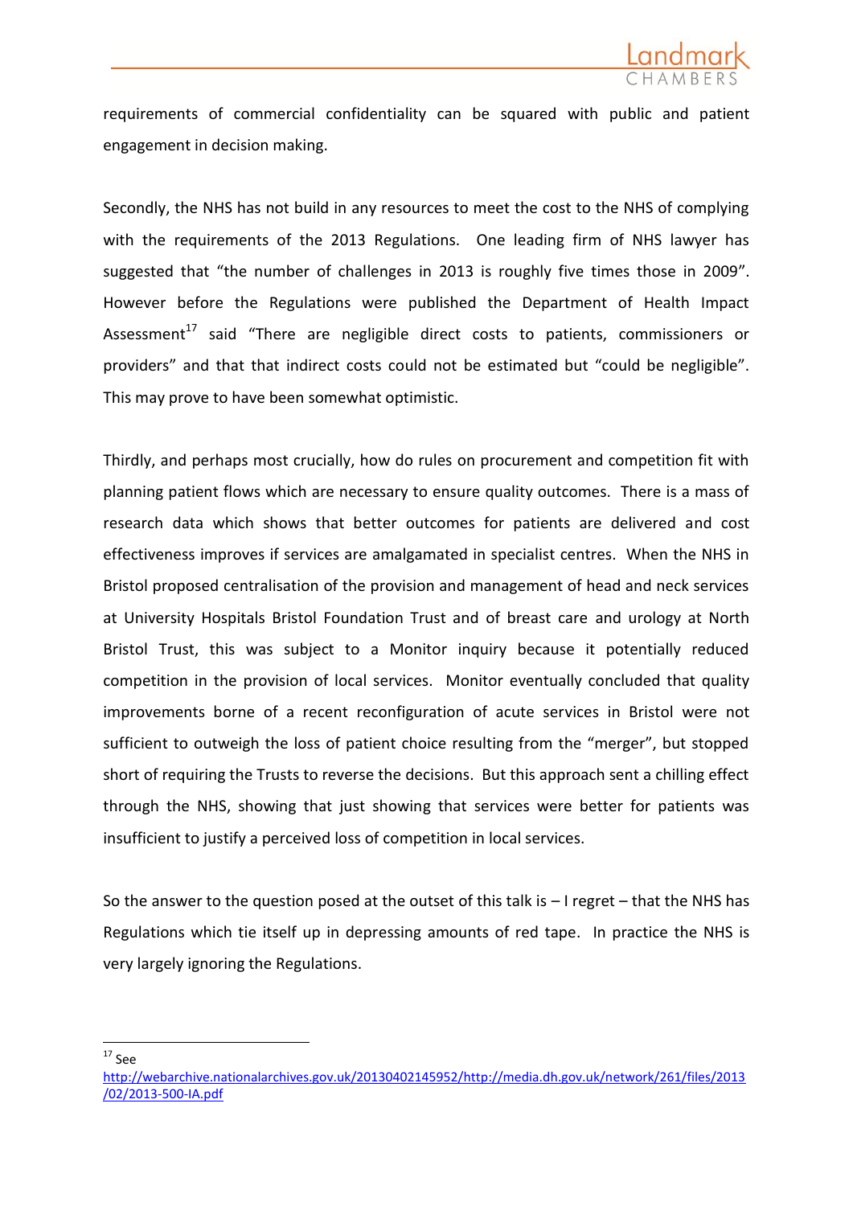requirements of commercial confidentiality can be squared with public and patient engagement in decision making.

Secondly, the NHS has not build in any resources to meet the cost to the NHS of complying with the requirements of the 2013 Regulations. One leading firm of NHS lawyer has suggested that "the number of challenges in 2013 is roughly five times those in 2009". However before the Regulations were published the Department of Health Impact Assessment[17] said "There are negligible direct costs to patients, commissioners or providers" and that that indirect costs could not be estimated but "could be negligible". This may prove to have been somewhat optimistic.

Thirdly, and perhaps most crucially, how do rules on procurement and competition fit with planning patient flows which are necessary to ensure quality outcomes. There is a mass of research data which shows that better outcomes for patients are delivered and cost effectiveness improves if services are amalgamated in specialist centres. When the NHS in Bristol proposed centralisation of the provision and management of head and neck services at University Hospitals Bristol Foundation Trust and of breast care and urology at North Bristol Trust, this was subject to a Monitor inquiry because it potentially reduced competition in the provision of local services. Monitor eventually concluded that quality improvements borne of a recent reconfiguration of acute services in Bristol were not sufficient to outweigh the loss of patient choice resulting from the "merger", but stopped short of requiring the Trusts to reverse the decisions. But this approach sent a chilling effect through the NHS, showing that just showing that services were better for patients was insufficient to justify a perceived loss of competition in local services.

So the answer to the question posed at the outset of this talk is – I regret – that the NHS has Regulations which tie itself up in depressing amounts of red tape. In practice the NHS is very largely ignoring the Regulations.

---

[17] See http://webarchive.nationalarchives.gov.uk/20130402145952/http://media.dh.gov.uk/network/261/files/2013/02/2013-500-IA.pdf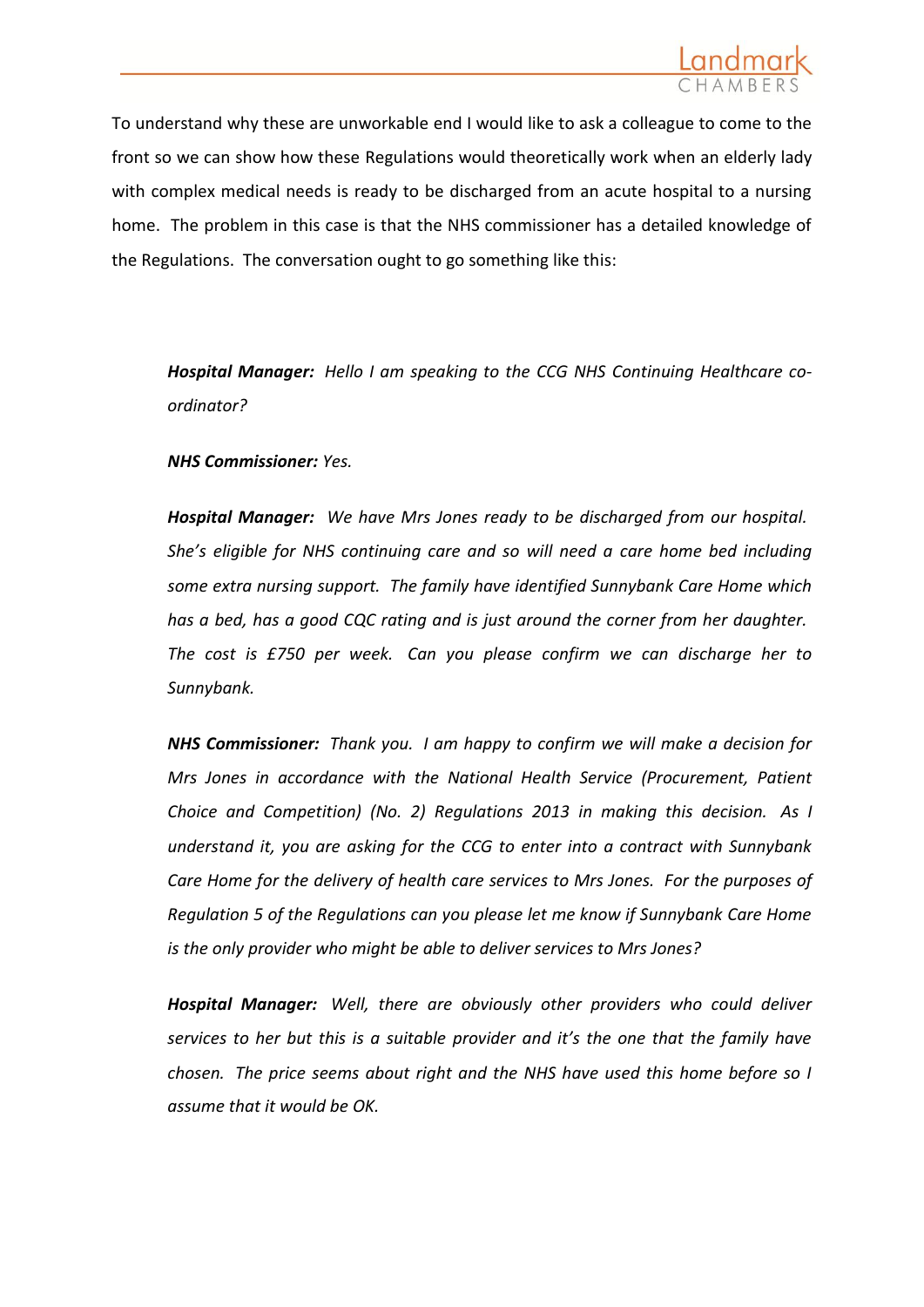To understand why these are unworkable end I would like to ask a colleague to come to the front so we can show how these Regulations would theoretically work when an elderly lady with complex medical needs is ready to be discharged from an acute hospital to a nursing home. The problem in this case is that the NHS commissioner has a detailed knowledge of the Regulations. The conversation ought to go something like this:

> ***Hospital Manager:*** *Hello I am speaking to the CCG NHS Continuing Healthcare co-ordinator?*
>
> ***NHS Commissioner:*** *Yes.*
>
> ***Hospital Manager:*** *We have Mrs Jones ready to be discharged from our hospital. She's eligible for NHS continuing care and so will need a care home bed including some extra nursing support. The family have identified Sunnybank Care Home which has a bed, has a good CQC rating and is just around the corner from her daughter. The cost is £750 per week. Can you please confirm we can discharge her to Sunnybank.*
>
> ***NHS Commissioner:*** *Thank you. I am happy to confirm we will make a decision for Mrs Jones in accordance with the National Health Service (Procurement, Patient Choice and Competition) (No. 2) Regulations 2013 in making this decision. As I understand it, you are asking for the CCG to enter into a contract with Sunnybank Care Home for the delivery of health care services to Mrs Jones. For the purposes of Regulation 5 of the Regulations can you please let me know if Sunnybank Care Home is the only provider who might be able to deliver services to Mrs Jones?*
>
> ***Hospital Manager:*** *Well, there are obviously other providers who could deliver services to her but this is a suitable provider and it's the one that the family have chosen. The price seems about right and the NHS have used this home before so I assume that it would be OK.*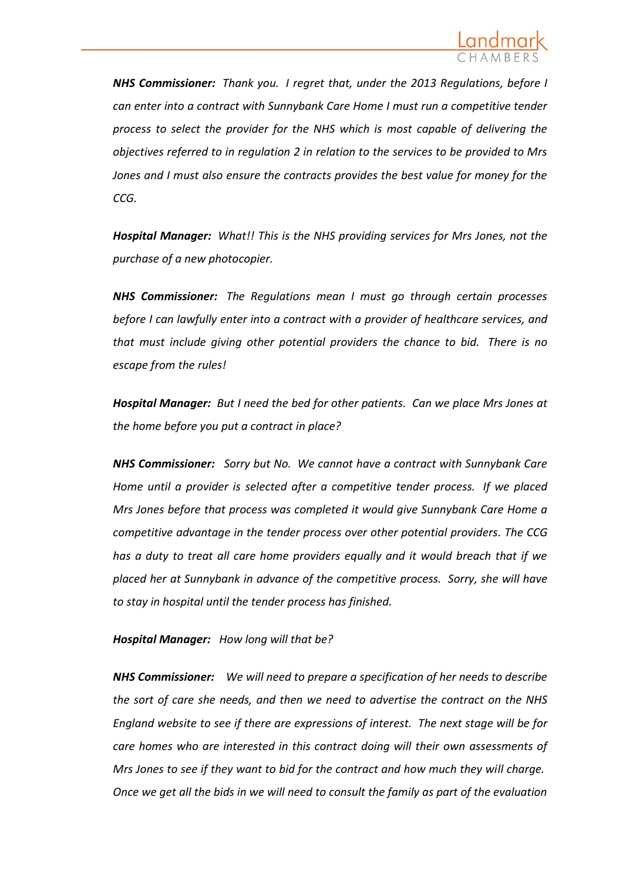***NHS Commissioner:*** *Thank you. I regret that, under the 2013 Regulations, before I can enter into a contract with Sunnybank Care Home I must run a competitive tender process to select the provider for the NHS which is most capable of delivering the objectives referred to in regulation 2 in relation to the services to be provided to Mrs Jones and I must also ensure the contracts provides the best value for money for the CCG.*

***Hospital Manager:*** *What!! This is the NHS providing services for Mrs Jones, not the purchase of a new photocopier.*

***NHS Commissioner:*** *The Regulations mean I must go through certain processes before I can lawfully enter into a contract with a provider of healthcare services, and that must include giving other potential providers the chance to bid. There is no escape from the rules!*

***Hospital Manager:*** *But I need the bed for other patients. Can we place Mrs Jones at the home before you put a contract in place?*

***NHS Commissioner:*** *Sorry but No. We cannot have a contract with Sunnybank Care Home until a provider is selected after a competitive tender process. If we placed Mrs Jones before that process was completed it would give Sunnybank Care Home a competitive advantage in the tender process over other potential providers. The CCG has a duty to treat all care home providers equally and it would breach that if we placed her at Sunnybank in advance of the competitive process. Sorry, she will have to stay in hospital until the tender process has finished.*

***Hospital Manager:*** *How long will that be?*

***NHS Commissioner:*** *We will need to prepare a specification of her needs to describe the sort of care she needs, and then we need to advertise the contract on the NHS England website to see if there are expressions of interest. The next stage will be for care homes who are interested in this contract doing will their own assessments of Mrs Jones to see if they want to bid for the contract and how much they will charge. Once we get all the bids in we will need to consult the family as part of the evaluation*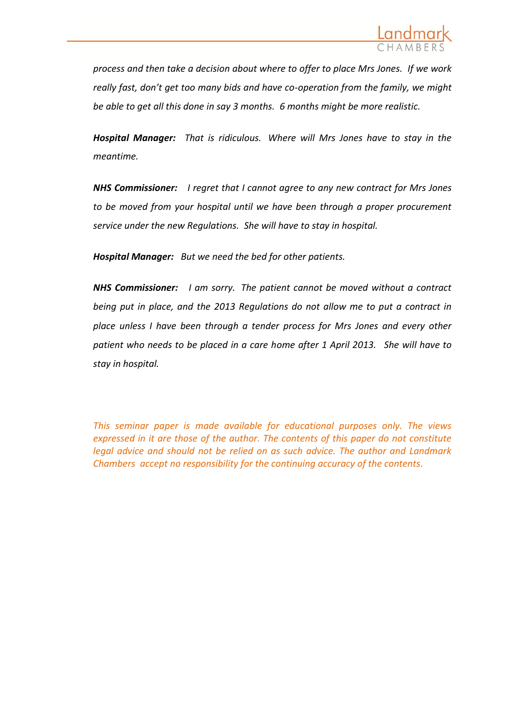*process and then take a decision about where to offer to place Mrs Jones. If we work really fast, don't get too many bids and have co-operation from the family, we might be able to get all this done in say 3 months. 6 months might be more realistic.*

***Hospital Manager:*** *That is ridiculous. Where will Mrs Jones have to stay in the meantime.*

***NHS Commissioner:*** *I regret that I cannot agree to any new contract for Mrs Jones to be moved from your hospital until we have been through a proper procurement service under the new Regulations. She will have to stay in hospital.*

***Hospital Manager:*** *But we need the bed for other patients.*

***NHS Commissioner:*** *I am sorry. The patient cannot be moved without a contract being put in place, and the 2013 Regulations do not allow me to put a contract in place unless I have been through a tender process for Mrs Jones and every other patient who needs to be placed in a care home after 1 April 2013. She will have to stay in hospital.*

*This seminar paper is made available for educational purposes only. The views expressed in it are those of the author. The contents of this paper do not constitute legal advice and should not be relied on as such advice. The author and Landmark Chambers accept no responsibility for the continuing accuracy of the contents.*